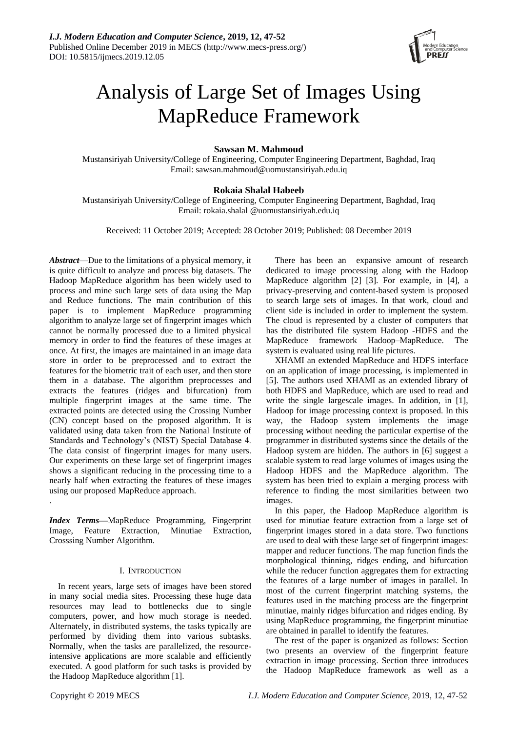*I.J. Modern Education and Computer Science*, **2019, 12, 47-52**
Published Online December 2019 in MECS (http://www.mecs-press.org/)
DOI: 10.5815/ijmecs.2019.12.05

# Analysis of Large Set of Images Using MapReduce Framework

**Sawsan M. Mahmoud**

Mustansiriyah University/College of Engineering, Computer Engineering Department, Baghdad, Iraq
Email: sawsan.mahmoud@uomustansiriyah.edu.iq

**Rokaia Shalal Habeeb**

Mustansiriyah University/College of Engineering, Computer Engineering Department, Baghdad, Iraq
Email: rokaia.shalal @uomustansiriyah.edu.iq

Received: 11 October 2019; Accepted: 28 October 2019; Published: 08 December 2019

***Abstract***—Due to the limitations of a physical memory, it is quite difficult to analyze and process big datasets. The Hadoop MapReduce algorithm has been widely used to process and mine such large sets of data using the Map and Reduce functions. The main contribution of this paper is to implement MapReduce programming algorithm to analyze large set of fingerprint images which cannot be normally processed due to a limited physical memory in order to find the features of these images at once. At first, the images are maintained in an image data store in order to be preprocessed and to extract the features for the biometric trait of each user, and then store them in a database. The algorithm preprocesses and extracts the features (ridges and bifurcation) from multiple fingerprint images at the same time. The extracted points are detected using the Crossing Number (CN) concept based on the proposed algorithm. It is validated using data taken from the National Institute of Standards and Technology's (NIST) Special Database 4. The data consist of fingerprint images for many users. Our experiments on these large set of fingerprint images shows a significant reducing in the processing time to a nearly half when extracting the features of these images using our proposed MapReduce approach.

.

***Index Terms***—MapReduce Programming, Fingerprint Image, Feature Extraction, Minutiae Extraction, Crosssing Number Algorithm.

## I. INTRODUCTION

In recent years, large sets of images have been stored in many social media sites. Processing these huge data resources may lead to bottlenecks due to single computers, power, and how much storage is needed. Alternately, in distributed systems, the tasks typically are performed by dividing them into various subtasks. Normally, when the tasks are parallelized, the resource-intensive applications are more scalable and efficiently executed. A good platform for such tasks is provided by the Hadoop MapReduce algorithm [1].

There has been an expansive amount of research dedicated to image processing along with the Hadoop MapReduce algorithm [2] [3]. For example, in [4], a privacy-preserving and content-based system is proposed to search large sets of images. In that work, cloud and client side is included in order to implement the system. The cloud is represented by a cluster of computers that has the distributed file system Hadoop -HDFS and the MapReduce framework Hadoop–MapReduce. The system is evaluated using real life pictures.

XHAMI an extended MapReduce and HDFS interface on an application of image processing, is implemented in [5]. The authors used XHAMI as an extended library of both HDFS and MapReduce, which are used to read and write the single largescale images. In addition, in [1], Hadoop for image processing context is proposed. In this way, the Hadoop system implements the image processing without needing the particular expertise of the programmer in distributed systems since the details of the Hadoop system are hidden. The authors in [6] suggest a scalable system to read large volumes of images using the Hadoop HDFS and the MapReduce algorithm. The system has been tried to explain a merging process with reference to finding the most similarities between two images.

In this paper, the Hadoop MapReduce algorithm is used for minutiae feature extraction from a large set of fingerprint images stored in a data store. Two functions are used to deal with these large set of fingerprint images: mapper and reducer functions. The map function finds the morphological thinning, ridges ending, and bifurcation while the reducer function aggregates them for extracting the features of a large number of images in parallel. In most of the current fingerprint matching systems, the features used in the matching process are the fingerprint minutiae, mainly ridges bifurcation and ridges ending. By using MapReduce programming, the fingerprint minutiae are obtained in parallel to identify the features.

The rest of the paper is organized as follows: Section two presents an overview of the fingerprint feature extraction in image processing. Section three introduces the Hadoop MapReduce framework as well as a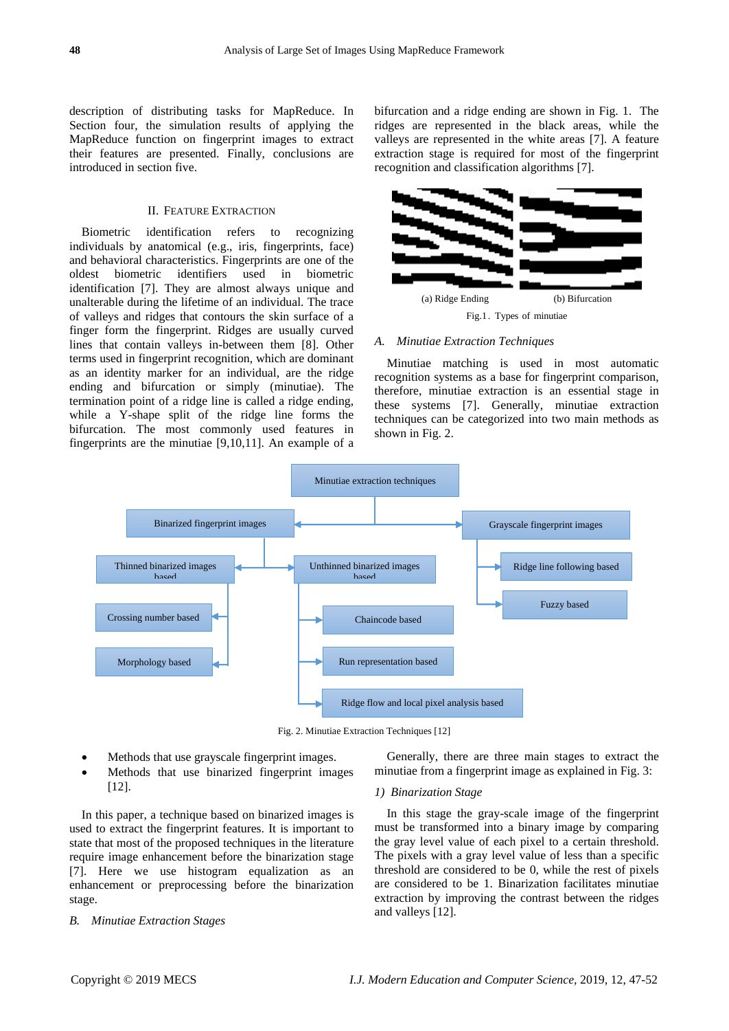description of distributing tasks for MapReduce. In Section four, the simulation results of applying the MapReduce function on fingerprint images to extract their features are presented. Finally, conclusions are introduced in section five.

## II. Feature Extraction

Biometric identification refers to recognizing individuals by anatomical (e.g., iris, fingerprints, face) and behavioral characteristics. Fingerprints are one of the oldest biometric identifiers used in biometric identification [7]. They are almost always unique and unalterable during the lifetime of an individual. The trace of valleys and ridges that contours the skin surface of a finger form the fingerprint. Ridges are usually curved lines that contain valleys in-between them [8]. Other terms used in fingerprint recognition, which are dominant as an identity marker for an individual, are the ridge ending and bifurcation or simply (minutiae). The termination point of a ridge line is called a ridge ending, while a Y-shape split of the ridge line forms the bifurcation. The most commonly used features in fingerprints are the minutiae [9,10,11]. An example of a bifurcation and a ridge ending are shown in Fig. 1. The ridges are represented in the black areas, while the valleys are represented in the white areas [7]. A feature extraction stage is required for most of the fingerprint recognition and classification algorithms [7].

(a) Ridge Ending (b) Bifurcation

Fig.1. Types of minutiae

### A. *Minutiae Extraction Techniques*

Minutiae matching is used in most automatic recognition systems as a base for fingerprint comparison, therefore, minutiae extraction is an essential stage in these systems [7]. Generally, minutiae extraction techniques can be categorized into two main methods as shown in Fig. 2.

Minutiae extraction techniques
Binarized fingerprint images
Grayscale fingerprint images
Thinned binarized images based
Unthinned binarized images based
Ridge line following based
Fuzzy based
Crossing number based
Chaincode based
Morphology based
Run representation based
Ridge flow and local pixel analysis based

Fig. 2. Minutiae Extraction Techniques [12]

- Methods that use grayscale fingerprint images.
- Methods that use binarized fingerprint images [12].

In this paper, a technique based on binarized images is used to extract the fingerprint features. It is important to state that most of the proposed techniques in the literature require image enhancement before the binarization stage [7]. Here we use histogram equalization as an enhancement or preprocessing before the binarization stage.

### B. *Minutiae Extraction Stages*

Generally, there are three main stages to extract the minutiae from a fingerprint image as explained in Fig. 3:

#### 1) *Binarization Stage*

In this stage the gray-scale image of the fingerprint must be transformed into a binary image by comparing the gray level value of each pixel to a certain threshold. The pixels with a gray level value of less than a specific threshold are considered to be 0, while the rest of pixels are considered to be 1. Binarization facilitates minutiae extraction by improving the contrast between the ridges and valleys [12].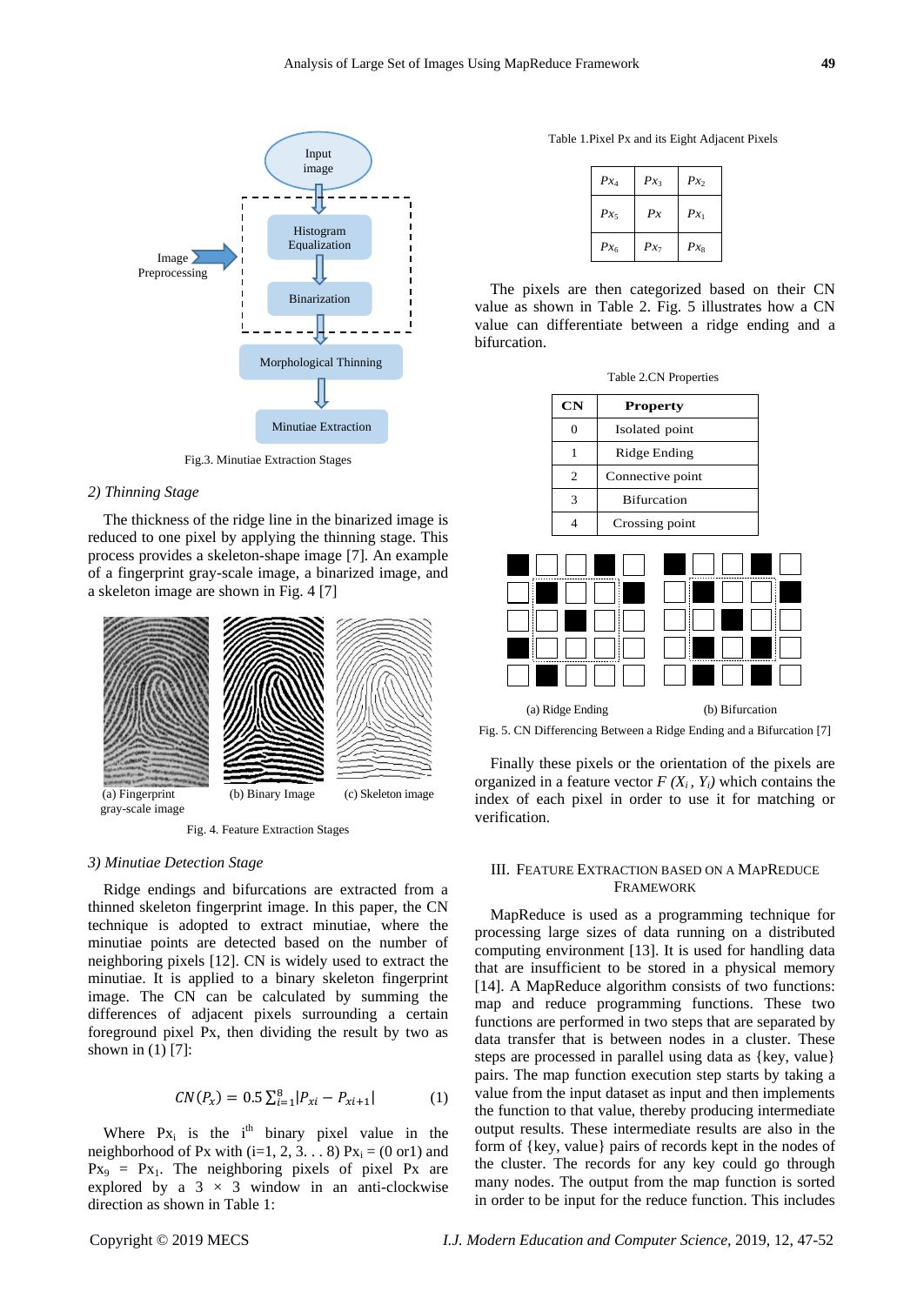Input image

Image Preprocessing

Histogram Equalization

Binarization

Morphological Thinning

Minutiae Extraction

Fig.3. Minutiae Extraction Stages

*2) Thinning Stage*

The thickness of the ridge line in the binarized image is reduced to one pixel by applying the thinning stage. This process provides a skeleton-shape image [7]. An example of a fingerprint gray-scale image, a binarized image, and a skeleton image are shown in Fig. 4 [7]

(a) Fingerprint gray-scale image (b) Binary Image (c) Skeleton image

Fig. 4. Feature Extraction Stages

*3) Minutiae Detection Stage*

Ridge endings and bifurcations are extracted from a thinned skeleton fingerprint image. In this paper, the CN technique is adopted to extract minutiae, where the minutiae points are detected based on the number of neighboring pixels [12]. CN is widely used to extract the minutiae. It is applied to a binary skeleton fingerprint image. The CN can be calculated by summing the differences of adjacent pixels surrounding a certain foreground pixel Px, then dividing the result by two as shown in (1) [7]:

$$CN(P_x) = 0.5 \sum_{i=1}^{8} |P_{xi} - P_{xi+1}| \quad (1)$$

Where $Px_i$ is the $i^{th}$ binary pixel value in the neighborhood of Px with (i=1, 2, 3. . . 8) $Px_i$ = (0 or1) and $Px_9$ = $Px_1$. The neighboring pixels of pixel Px are explored by a 3 × 3 window in an anti-clockwise direction as shown in Table 1:

Table 1.Pixel Px and its Eight Adjacent Pixels

| | | |
|---|---|---|
| $Px_4$ | $Px_3$ | $Px_2$ |
| $Px_5$ | $Px$ | $Px_1$ |
| $Px_6$ | $Px_7$ | $Px_8$ |

The pixels are then categorized based on their CN value as shown in Table 2. Fig. 5 illustrates how a CN value can differentiate between a ridge ending and a bifurcation.

Table 2.CN Properties

| CN | Property |
|---|---|
| 0 | Isolated point |
| 1 | Ridge Ending |
| 2 | Connective point |
| 3 | Bifurcation |
| 4 | Crossing point |

(a) Ridge Ending (b) Bifurcation

Fig. 5. CN Differencing Between a Ridge Ending and a Bifurcation [7]

Finally these pixels or the orientation of the pixels are organized in a feature vector $F (X_i , Y_i)$ which contains the index of each pixel in order to use it for matching or verification.

## III. Feature Extraction Based on a MapReduce Framework

MapReduce is used as a programming technique for processing large sizes of data running on a distributed computing environment [13]. It is used for handling data that are insufficient to be stored in a physical memory [14]. A MapReduce algorithm consists of two functions: map and reduce programming functions. These two functions are performed in two steps that are separated by data transfer that is between nodes in a cluster. These steps are processed in parallel using data as {key, value} pairs. The map function execution step starts by taking a value from the input dataset as input and then implements the function to that value, thereby producing intermediate output results. These intermediate results are also in the form of {key, value} pairs of records kept in the nodes of the cluster. The records for any key could go through many nodes. The output from the map function is sorted in order to be input for the reduce function. This includes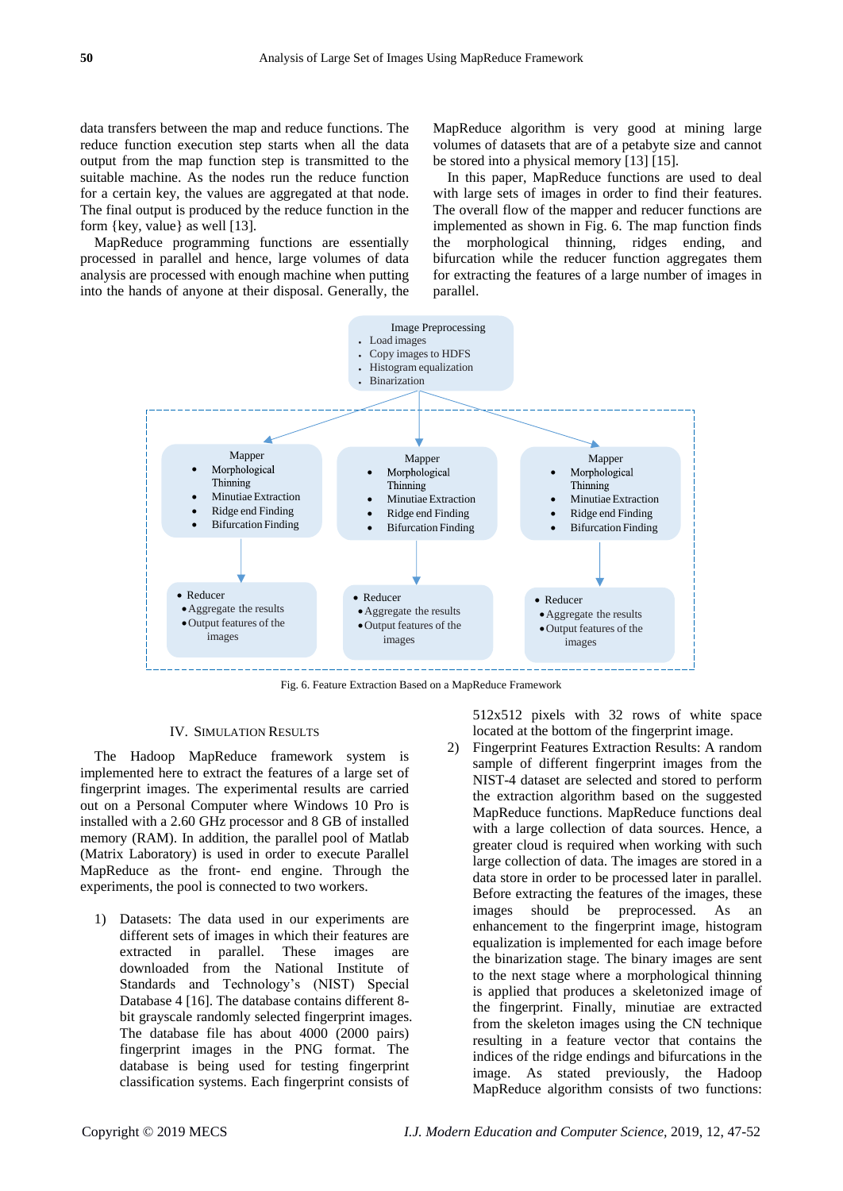data transfers between the map and reduce functions. The reduce function execution step starts when all the data output from the map function step is transmitted to the suitable machine. As the nodes run the reduce function for a certain key, the values are aggregated at that node. The final output is produced by the reduce function in the form {key, value} as well [13].

MapReduce programming functions are essentially processed in parallel and hence, large volumes of data analysis are processed with enough machine when putting into the hands of anyone at their disposal. Generally, the MapReduce algorithm is very good at mining large volumes of datasets that are of a petabyte size and cannot be stored into a physical memory [13] [15].

In this paper, MapReduce functions are used to deal with large sets of images in order to find their features. The overall flow of the mapper and reducer functions are implemented as shown in Fig. 6. The map function finds the morphological thinning, ridges ending, and bifurcation while the reducer function aggregates them for extracting the features of a large number of images in parallel.

Image Preprocessing
- Load images
- Copy images to HDFS
- Histogram equalization
- Binarization

Mapper
- Morphological Thinning
- Minutiae Extraction
- Ridge end Finding
- Bifurcation Finding

Mapper
- Morphological Thinning
- Minutiae Extraction
- Ridge end Finding
- Bifurcation Finding

Mapper
- Morphological Thinning
- Minutiae Extraction
- Ridge end Finding
- Bifurcation Finding

- Reducer
- Aggregate the results
- Output features of the images

- Reducer
- Aggregate the results
- Output features of the images

- Reducer
- Aggregate the results
- Output features of the images

Fig. 6. Feature Extraction Based on a MapReduce Framework

## IV. Simulation Results

The Hadoop MapReduce framework system is implemented here to extract the features of a large set of fingerprint images. The experimental results are carried out on a Personal Computer where Windows 10 Pro is installed with a 2.60 GHz processor and 8 GB of installed memory (RAM). In addition, the parallel pool of Matlab (Matrix Laboratory) is used in order to execute Parallel MapReduce as the front- end engine. Through the experiments, the pool is connected to two workers.

1) Datasets: The data used in our experiments are different sets of images in which their features are extracted in parallel. These images are downloaded from the National Institute of Standards and Technology's (NIST) Special Database 4 [16]. The database contains different 8-bit grayscale randomly selected fingerprint images. The database file has about 4000 (2000 pairs) fingerprint images in the PNG format. The database is being used for testing fingerprint classification systems. Each fingerprint consists of 512x512 pixels with 32 rows of white space located at the bottom of the fingerprint image.

2) Fingerprint Features Extraction Results: A random sample of different fingerprint images from the NIST-4 dataset are selected and stored to perform the extraction algorithm based on the suggested MapReduce functions. MapReduce functions deal with a large collection of data sources. Hence, a greater cloud is required when working with such large collection of data. The images are stored in a data store in order to be processed later in parallel. Before extracting the features of the images, these images should be preprocessed. As an enhancement to the fingerprint image, histogram equalization is implemented for each image before the binarization stage. The binary images are sent to the next stage where a morphological thinning is applied that produces a skeletonized image of the fingerprint. Finally, minutiae are extracted from the skeleton images using the CN technique resulting in a feature vector that contains the indices of the ridge endings and bifurcations in the image. As stated previously, the Hadoop MapReduce algorithm consists of two functions: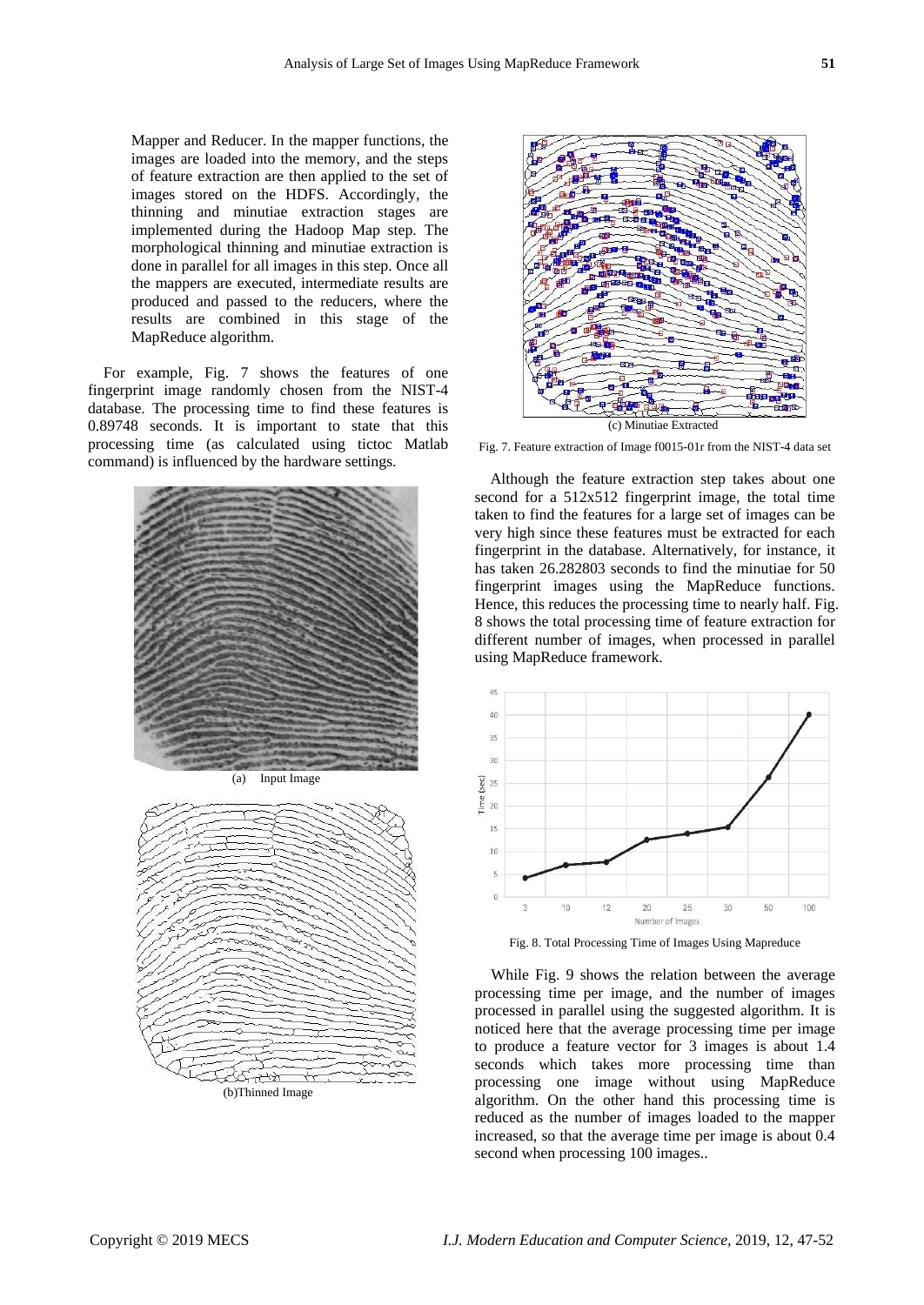Mapper and Reducer. In the mapper functions, the images are loaded into the memory, and the steps of feature extraction are then applied to the set of images stored on the HDFS. Accordingly, the thinning and minutiae extraction stages are implemented during the Hadoop Map step. The morphological thinning and minutiae extraction is done in parallel for all images in this step. Once all the mappers are executed, intermediate results are produced and passed to the reducers, where the results are combined in this stage of the MapReduce algorithm.

For example, Fig. 7 shows the features of one fingerprint image randomly chosen from the NIST-4 database. The processing time to find these features is 0.89748 seconds. It is important to state that this processing time (as calculated using tictoc Matlab command) is influenced by the hardware settings.

(a) Input Image

(b)Thinned Image

(c) Minutiae Extracted

Fig. 7. Feature extraction of Image f0015-01r from the NIST-4 data set

Although the feature extraction step takes about one second for a 512x512 fingerprint image, the total time taken to find the features for a large set of images can be very high since these features must be extracted for each fingerprint in the database. Alternatively, for instance, it has taken 26.282803 seconds to find the minutiae for 50 fingerprint images using the MapReduce functions. Hence, this reduces the processing time to nearly half. Fig. 8 shows the total processing time of feature extraction for different number of images, when processed in parallel using MapReduce framework.

Time (sec)
45
40
35
30
25
20
15
10
5
0
3 10 12 20 25 30 50 100
Number of Images

Fig. 8. Total Processing Time of Images Using Mapreduce

While Fig. 9 shows the relation between the average processing time per image, and the number of images processed in parallel using the suggested algorithm. It is noticed here that the average processing time per image to produce a feature vector for 3 images is about 1.4 seconds which takes more processing time than processing one image without using MapReduce algorithm. On the other hand this processing time is reduced as the number of images loaded to the mapper increased, so that the average time per image is about 0.4 second when processing 100 images..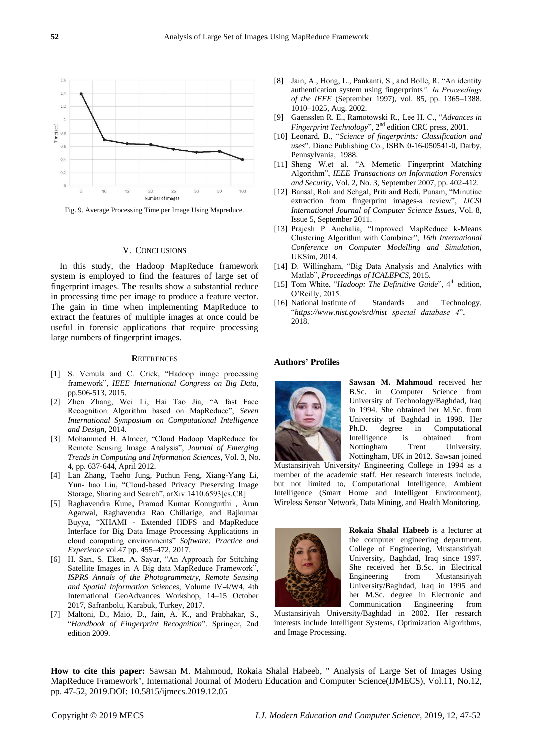1.6

1.4

1.2

1

Time(sec) 0.8

0.6

0.4

0.2

0

3 10 12 20 25 30 50 100

Number of images

Fig. 9. Average Processing Time per Image Using Mapreduce.

## V. Conclusions

In this study, the Hadoop MapReduce framework system is employed to find the features of large set of fingerprint images. The results show a substantial reduce in processing time per image to produce a feature vector. The gain in time when implementing MapReduce to extract the features of multiple images at once could be useful in forensic applications that require processing large numbers of fingerprint images.

## References

[1] S. Vemula and C. Crick, "Hadoop image processing framework", *IEEE International Congress on Big Data*, pp.506-513, 2015.

[2] Zhen Zhang, Wei Li, Hai Tao Jia, "A fast Face Recognition Algorithm based on MapReduce", *Seven International Symposium on Computational Intelligence and Design*, 2014.

[3] Mohammed H. Almeer, "Cloud Hadoop MapReduce for Remote Sensing Image Analysis", *Journal of Emerging Trends in Computing and Information Sciences*, Vol. 3, No. 4, pp. 637-644, April 2012.

[4] Lan Zhang, Taeho Jung, Puchun Feng, Xiang-Yang Li, Yun- hao Liu, "Cloud-based Privacy Preserving Image Storage, Sharing and Search", arXiv:1410.6593[cs.CR]

[5] Raghavendra Kune, Pramod Kumar Konugurthi , Arun Agarwal, Raghavendra Rao Chillarige, and Rajkumar Buyya, "XHAMI - Extended HDFS and MapReduce Interface for Big Data Image Processing Applications in cloud computing environments" *Software: Practice and Experience* vol.47 pp. 455–472, 2017.

[6] H. Sarı, S. Eken, A. Sayar, "An Approach for Stitching Satellite Images in A Big data MapReduce Framework", *ISPRS Annals of the Photogrammetry, Remote Sensing and Spatial Information Sciences*, Volume IV-4/W4, 4th International GeoAdvances Workshop, 14–15 October 2017, Safranbolu, Karabuk, Turkey, 2017.

[7] Maltoni, D., Maio, D., Jain, A. K., and Prabhakar, S., "*Handbook of Fingerprint Recognition*". Springer, 2nd edition 2009.

[8] Jain, A., Hong, L., Pankanti, S., and Bolle, R. "An identity authentication system using fingerprints*". In Proceedings of the IEEE* (September 1997), vol. 85, pp. 1365–1388. 1010–1025, Aug. 2002.

[9] Gaensslen R. E., Ramotowski R., Lee H. C., "*Advances in Fingerprint Technology*", 2nd edition CRC press, 2001.

[10] Leonard, B., "*Science of fingerprints: Classification and uses*". Diane Publishing Co., ISBN:0-16-050541-0, Darby, Pennsylvania, 1988.

[11] Sheng W.et al. "A Memetic Fingerprint Matching Algorithm", *IEEE Transactions on Information Forensics and Security*, Vol. 2, No. 3, September 2007, pp. 402-412.

[12] Bansal, Roli and Sehgal, Priti and Bedi, Punam, "Minutiae extraction from fingerprint images-a review", *IJCSI International Journal of Computer Science Issues*, Vol. 8, Issue 5, September 2011.

[13] Prajesh P Anchalia, "Improved MapReduce k-Means Clustering Algorithm with Combiner", *16th International Conference on Computer Modelling and Simulation*, UKSim, 2014.

[14] D. Willingham, "Big Data Analysis and Analytics with Matlab", *Proceedings of ICALEPCS*, 2015.

[15] Tom White, "*Hadoop: The Definitive Guide*", 4th edition, O'Reilly, 2015.

[16] National Institute of Standards and Technology, "*https://www.nist.gov/srd/nist−special−database−4*", 2018.

## Authors' Profiles

**Sawsan M. Mahmoud** received her B.Sc. in Computer Science from University of Technology/Baghdad, Iraq in 1994. She obtained her M.Sc. from University of Baghdad in 1998. Her Ph.D. degree in Computational Intelligence is obtained from Nottingham Trent University, Nottingham, UK in 2012. Sawsan joined Mustansiriyiah University/ Engineering College in 1994 as a member of the academic staff. Her research interests include, but not limited to, Computational Intelligence, Ambient Intelligence (Smart Home and Intelligent Environment), Wireless Sensor Network, Data Mining, and Health Monitoring.

**Rokaia Shalal Habeeb** is a lecturer at the computer engineering department, College of Engineering, Mustansiriyah University, Baghdad, Iraq since 1997. She received her B.Sc. in Electrical Engineering from Mustansiriyah University/Baghdad, Iraq in 1995 and her M.Sc. degree in Electronic and Communication Engineering from Mustansiriyah University/Baghdad in 2002. Her research interests include Intelligent Systems, Optimization Algorithms, and Image Processing.

**How to cite this paper:** Sawsan M. Mahmoud, Rokaia Shalal Habeeb, " Analysis of Large Set of Images Using MapReduce Framework", International Journal of Modern Education and Computer Science(IJMECS), Vol.11, No.12, pp. 47-52, 2019.DOI: 10.5815/ijmecs.2019.12.05